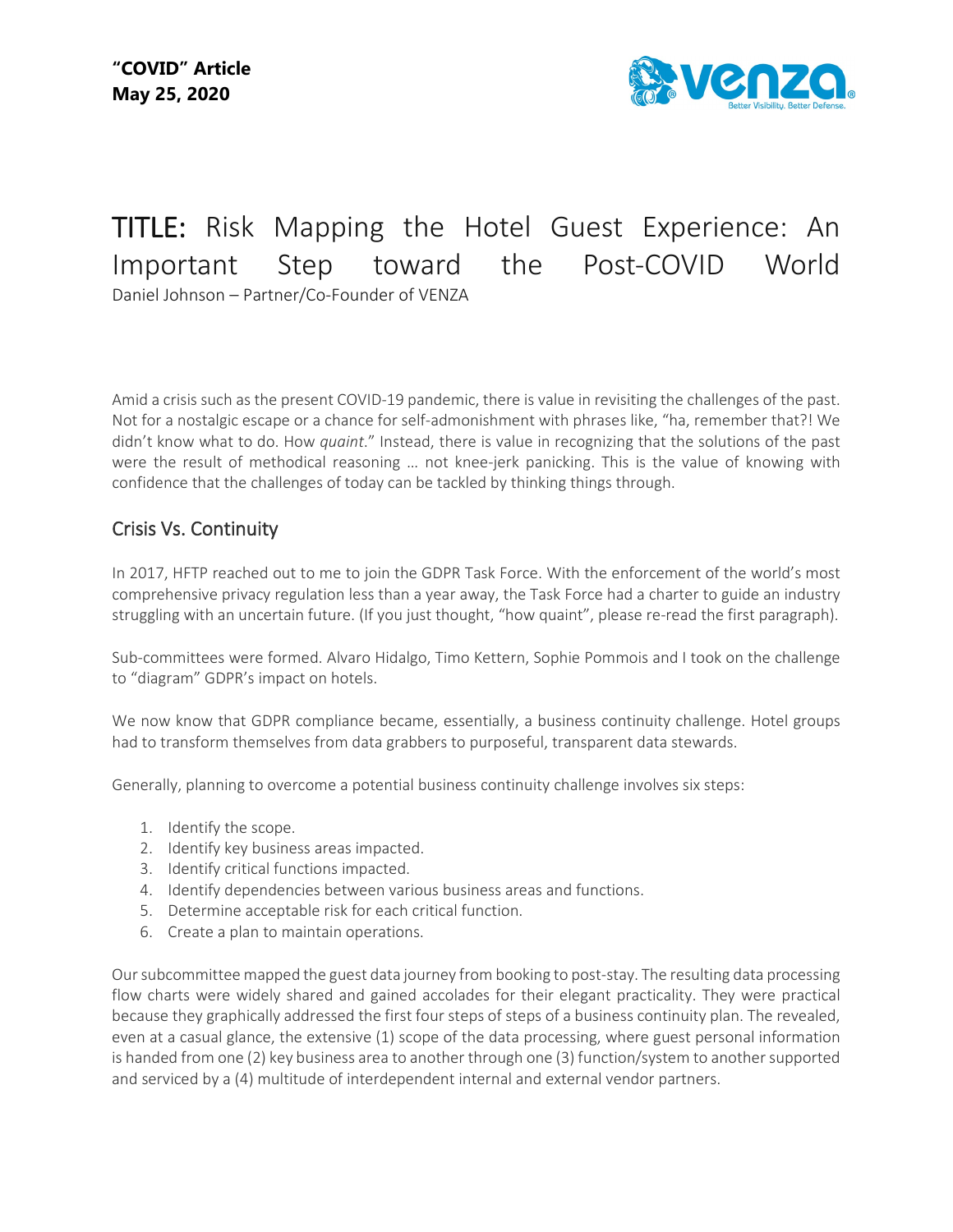**“COVID” Article**
**May 25, 2020**

# TITLE: Risk Mapping the Hotel Guest Experience: An Important Step toward the Post-COVID World

Daniel Johnson – Partner/Co-Founder of VENZA

Amid a crisis such as the present COVID-19 pandemic, there is value in revisiting the challenges of the past. Not for a nostalgic escape or a chance for self-admonishment with phrases like, “ha, remember that?! We didn’t know what to do. How *quaint*.” Instead, there is value in recognizing that the solutions of the past were the result of methodical reasoning … not knee-jerk panicking. This is the value of knowing with confidence that the challenges of today can be tackled by thinking things through.

## Crisis Vs. Continuity

In 2017, HFTP reached out to me to join the GDPR Task Force. With the enforcement of the world’s most comprehensive privacy regulation less than a year away, the Task Force had a charter to guide an industry struggling with an uncertain future. (If you just thought, “how quaint”, please re-read the first paragraph).

Sub-committees were formed. Alvaro Hidalgo, Timo Kettern, Sophie Pommois and I took on the challenge to “diagram” GDPR’s impact on hotels.

We now know that GDPR compliance became, essentially, a business continuity challenge. Hotel groups had to transform themselves from data grabbers to purposeful, transparent data stewards.

Generally, planning to overcome a potential business continuity challenge involves six steps:

1. Identify the scope.
2. Identify key business areas impacted.
3. Identify critical functions impacted.
4. Identify dependencies between various business areas and functions.
5. Determine acceptable risk for each critical function.
6. Create a plan to maintain operations.

Our subcommittee mapped the guest data journey from booking to post-stay. The resulting data processing flow charts were widely shared and gained accolades for their elegant practicality. They were practical because they graphically addressed the first four steps of steps of a business continuity plan. The revealed, even at a casual glance, the extensive (1) scope of the data processing, where guest personal information is handed from one (2) key business area to another through one (3) function/system to another supported and serviced by a (4) multitude of interdependent internal and external vendor partners.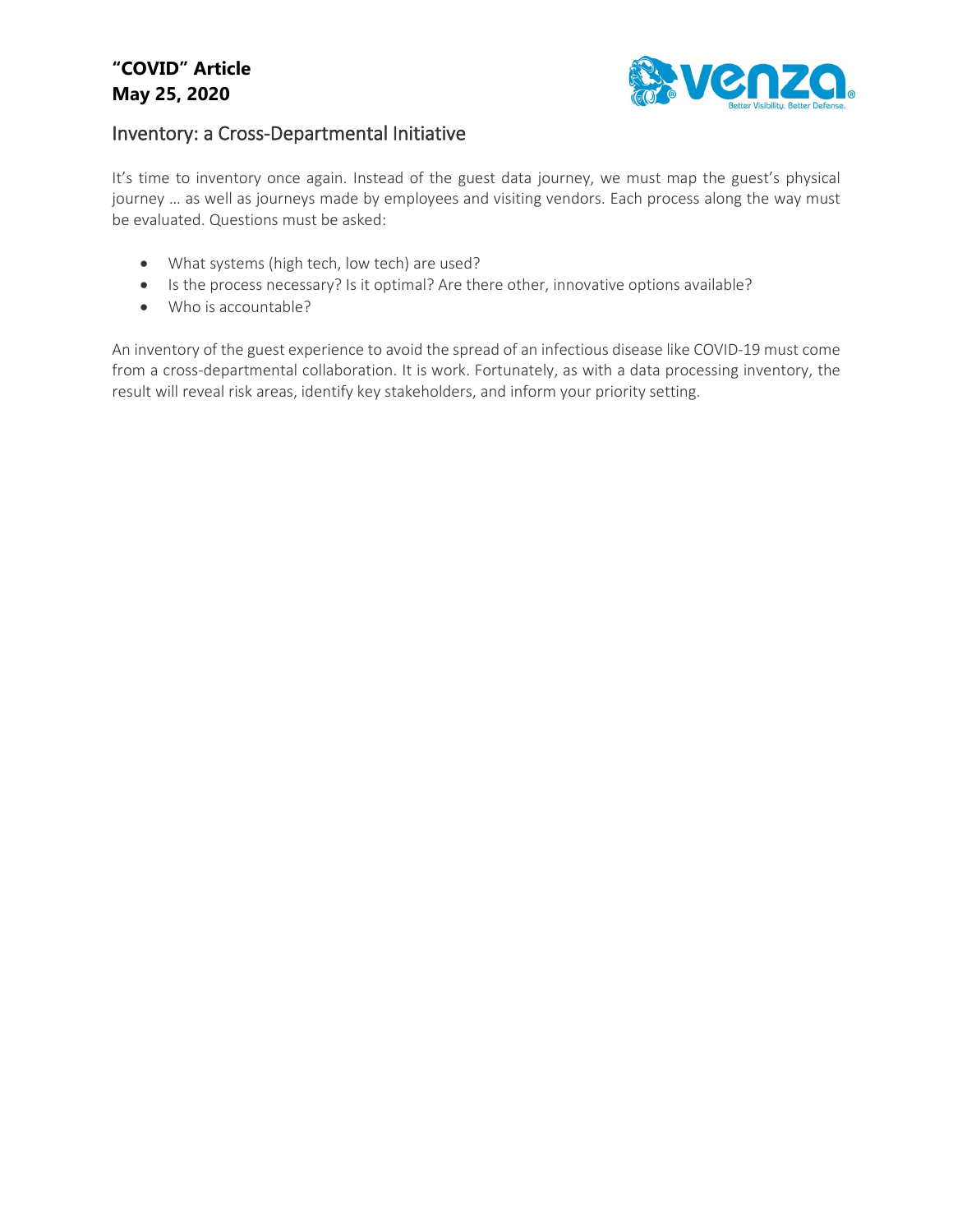## Inventory: a Cross-Departmental Initiative

It's time to inventory once again. Instead of the guest data journey, we must map the guest's physical journey … as well as journeys made by employees and visiting vendors. Each process along the way must be evaluated. Questions must be asked:

- What systems (high tech, low tech) are used?
- Is the process necessary? Is it optimal? Are there other, innovative options available?
- Who is accountable?

An inventory of the guest experience to avoid the spread of an infectious disease like COVID-19 must come from a cross-departmental collaboration. It is work. Fortunately, as with a data processing inventory, the result will reveal risk areas, identify key stakeholders, and inform your priority setting.